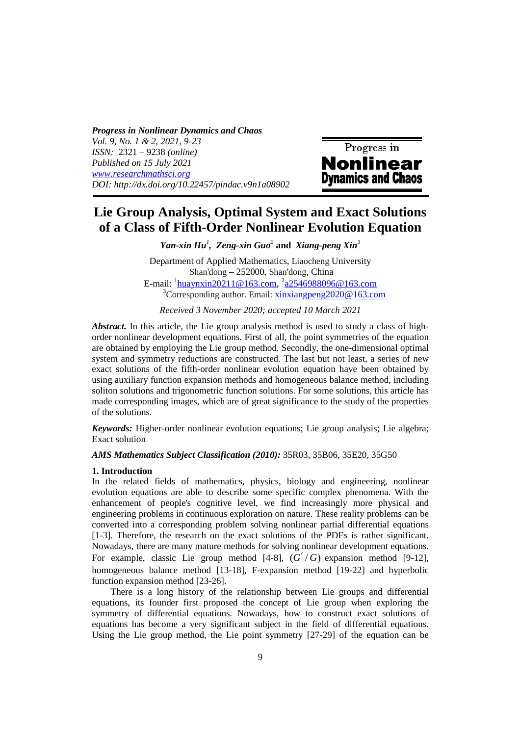*Progress in Nonlinear Dynamics and Chaos*
*Vol. 9, No. 1 & 2, 2021, 9-23*
*ISSN:* 2321 – 9238 *(online)*
*Published on 15 July 2021*
*www.researchmathsci.org*
*DOI: http://dx.doi.org/10.22457/pindac.v9n1a08902*

# Lie Group Analysis, Optimal System and Exact Solutions of a Class of Fifth-Order Nonlinear Evolution Equation

***Yan-xin Hu*[1], *Zeng-xin Guo*[2] and *Xiang-peng Xin*[3]**

Department of Applied Mathematics, Liaocheng University
Shan'dong – 252000, Shan'dong, China
E-mail: [1]huaynxin20211@163.com, [2]a2546988096@163.com
[3]Corresponding author. Email: xinxiangpeng2020@163.com

*Received 3 November 2020; accepted 10 March 2021*

***Abstract.*** In this article, the Lie group analysis method is used to study a class of high-order nonlinear development equations. First of all, the point symmetries of the equation are obtained by employing the Lie group method. Secondly, the one-dimensional optimal system and symmetry reductions are constructed. The last but not least, a series of new exact solutions of the fifth-order nonlinear evolution equation have been obtained by using auxiliary function expansion methods and homogeneous balance method, including soliton solutions and trigonometric function solutions. For some solutions, this article has made corresponding images, which are of great significance to the study of the properties of the solutions.

***Keywords:*** Higher-order nonlinear evolution equations; Lie group analysis; Lie algebra; Exact solution

***AMS Mathematics Subject Classification (2010):*** 35R03, 35B06, 35E20, 35G50

## 1. Introduction

In the related fields of mathematics, physics, biology and engineering, nonlinear evolution equations are able to describe some specific complex phenomena. With the enhancement of people's cognitive level, we find increasingly more physical and engineering problems in continuous exploration on nature. These reality problems can be converted into a corresponding problem solving nonlinear partial differential equations [1-3]. Therefore, the research on the exact solutions of the PDEs is rather significant. Nowadays, there are many mature methods for solving nonlinear development equations. For example, classic Lie group method [4-8], $(G'/G)$ expansion method [9-12], homogeneous balance method [13-18], F-expansion method [19-22] and hyperbolic function expansion method [23-26].

There is a long history of the relationship between Lie groups and differential equations, its founder first proposed the concept of Lie group when exploring the symmetry of differential equations. Nowadays, how to construct exact solutions of equations has become a very significant subject in the field of differential equations. Using the Lie group method, the Lie point symmetry [27-29] of the equation can be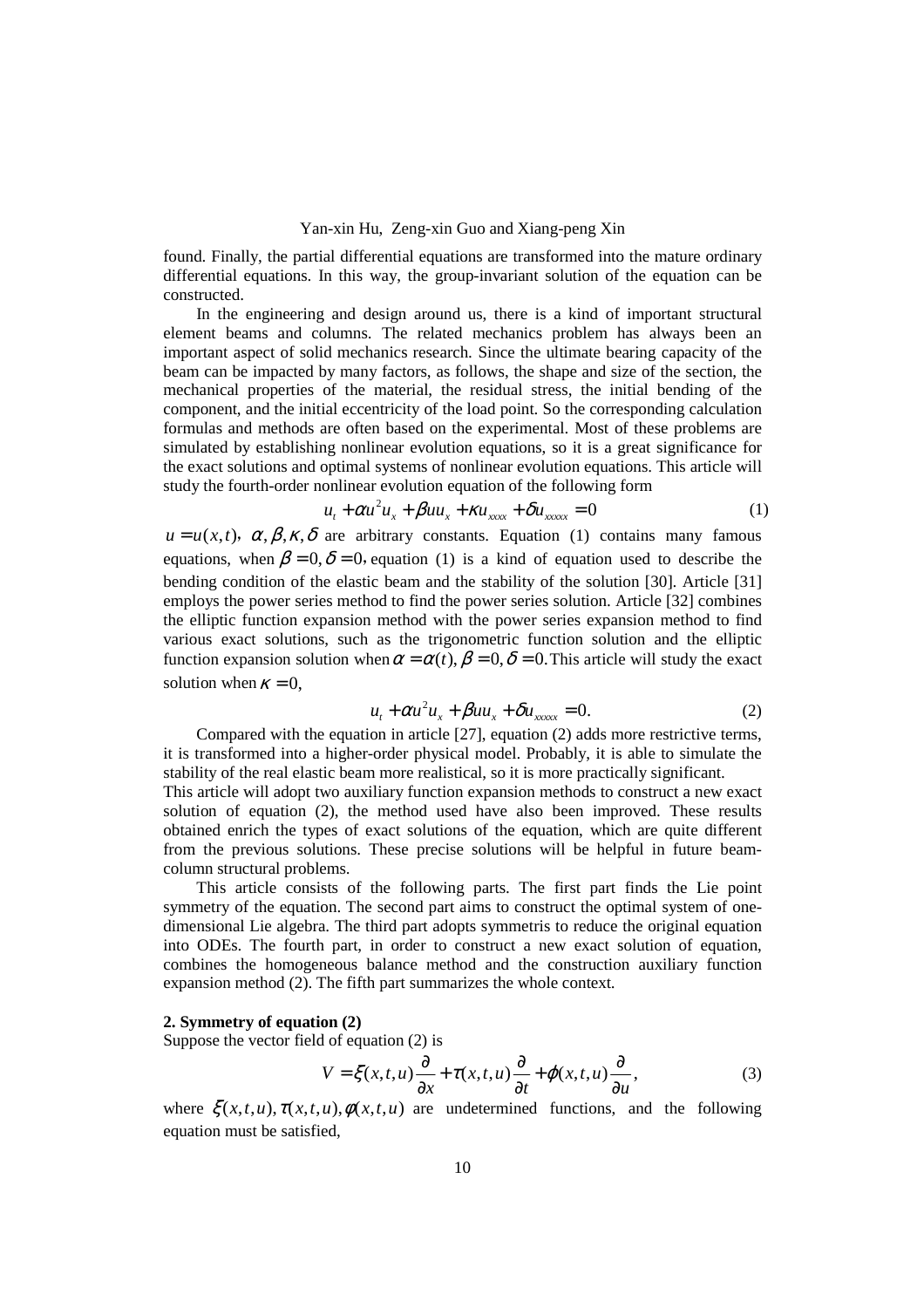found. Finally, the partial differential equations are transformed into the mature ordinary differential equations. In this way, the group-invariant solution of the equation can be constructed.

In the engineering and design around us, there is a kind of important structural element beams and columns. The related mechanics problem has always been an important aspect of solid mechanics research. Since the ultimate bearing capacity of the beam can be impacted by many factors, as follows, the shape and size of the section, the mechanical properties of the material, the residual stress, the initial bending of the component, and the initial eccentricity of the load point. So the corresponding calculation formulas and methods are often based on the experimental. Most of these problems are simulated by establishing nonlinear evolution equations, so it is a great significance for the exact solutions and optimal systems of nonlinear evolution equations. This article will study the fourth-order nonlinear evolution equation of the following form

$$u_t + \alpha u^2 u_x + \beta u u_x + \kappa u_{xxxx} + \delta u_{xxxxx} = 0 \tag{1}$$

$u = u(x,t)$, $\alpha, \beta, \kappa, \delta$ are arbitrary constants. Equation (1) contains many famous equations, when $\beta = 0, \delta = 0$, equation (1) is a kind of equation used to describe the bending condition of the elastic beam and the stability of the solution [30]. Article [31] employs the power series method to find the power series solution. Article [32] combines the elliptic function expansion method with the power series expansion method to find various exact solutions, such as the trigonometric function solution and the elliptic function expansion solution when $\alpha = \alpha(t), \beta = 0, \delta = 0$. This article will study the exact solution when $\kappa = 0$,

$$u_t + \alpha u^2 u_x + \beta u u_x + \delta u_{xxxxx} = 0. \tag{2}$$

Compared with the equation in article [27], equation (2) adds more restrictive terms, it is transformed into a higher-order physical model. Probably, it is able to simulate the stability of the real elastic beam more realistical, so it is more practically significant.

This article will adopt two auxiliary function expansion methods to construct a new exact solution of equation (2), the method used have also been improved. These results obtained enrich the types of exact solutions of the equation, which are quite different from the previous solutions. These precise solutions will be helpful in future beam-column structural problems.

This article consists of the following parts. The first part finds the Lie point symmetry of the equation. The second part aims to construct the optimal system of one-dimensional Lie algebra. The third part adopts symmetris to reduce the original equation into ODEs. The fourth part, in order to construct a new exact solution of equation, combines the homogeneous balance method and the construction auxiliary function expansion method (2). The fifth part summarizes the whole context.

**2. Symmetry of equation (2)**

Suppose the vector field of equation (2) is

$$V = \xi(x,t,u)\frac{\partial}{\partial x} + \tau(x,t,u)\frac{\partial}{\partial t} + \varphi(x,t,u)\frac{\partial}{\partial u}, \tag{3}$$

where $\xi(x,t,u), \tau(x,t,u), \phi(x,t,u)$ are undetermined functions, and the following equation must be satisfied,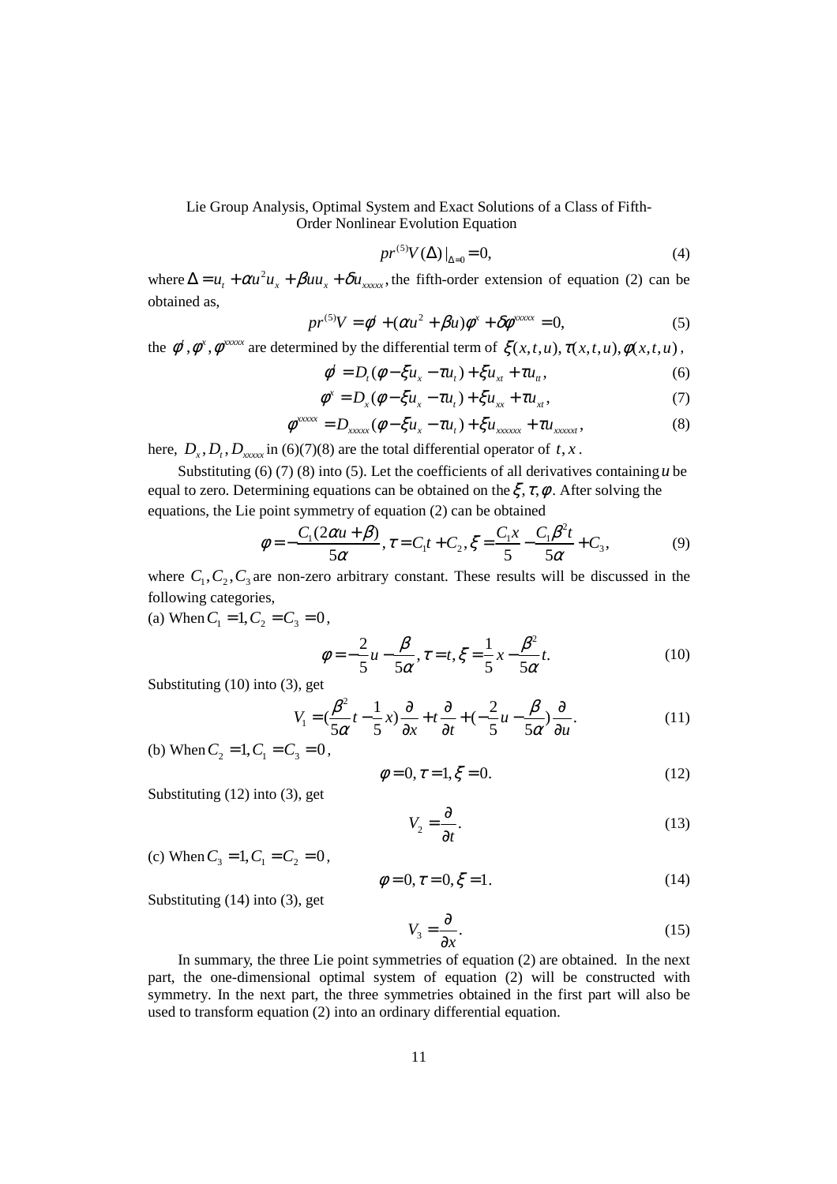$$pr^{(5)}V(\Delta)|_{\Delta=0}=0, \tag{4}$$

where $\Delta = u_t + \alpha u^2 u_x + \beta u u_x + \delta u_{xxxxx}$, the fifth-order extension of equation (2) can be obtained as,

$$pr^{(5)}V = \phi^t + (\alpha u^2 + \beta u)\phi^x + \delta\phi^{xxxxx} = 0, \tag{5}$$

the $\phi^t, \phi^x, \phi^{xxxxx}$ are determined by the differential term of $\xi(x,t,u), \tau(x,t,u), \phi(x,t,u)$,

$$\phi^t = D_t(\phi - \xi u_x - \tau u_t) + \xi u_{xt} + \tau u_{tt}, \tag{6}$$

$$\phi^x = D_x(\phi - \xi u_x - \tau u_t) + \xi u_{xx} + \tau u_{xt}, \tag{7}$$

$$\phi^{xxxxx} = D_{xxxxx}(\phi - \xi u_x - \tau u_t) + \xi u_{xxxxxx} + \tau u_{xxxxxt}, \tag{8}$$

here, $D_x, D_t, D_{xxxxx}$ in (6)(7)(8) are the total differential operator of $t, x$.

Substituting (6) (7) (8) into (5). Let the coefficients of all derivatives containing $u$ be equal to zero. Determining equations can be obtained on the $\xi, \tau, \phi$. After solving the equations, the Lie point symmetry of equation (2) can be obtained

$$\phi = -\frac{C_1(2\alpha u + \beta)}{5\alpha}, \tau = C_1 t + C_2, \xi = \frac{C_1 x}{5} - \frac{C_1\beta^2 t}{5\alpha} + C_3, \tag{9}$$

where $C_1, C_2, C_3$ are non-zero arbitrary constant. These results will be discussed in the following categories,

(a) When $C_1 = 1, C_2 = C_3 = 0$,

$$\phi = -\frac{2}{5}u - \frac{\beta}{5\alpha}, \tau = t, \xi = \frac{1}{5}x - \frac{\beta^2}{5\alpha}t. \tag{10}$$

Substituting (10) into (3), get

$$V_1 = \left(\frac{\beta^2}{5\alpha}t - \frac{1}{5}x\right)\frac{\partial}{\partial x} + t\frac{\partial}{\partial t} + \left(-\frac{2}{5}u - \frac{\beta}{5\alpha}\right)\frac{\partial}{\partial u}. \tag{11}$$

(b) When $C_2 = 1, C_1 = C_3 = 0$,

$$\phi = 0, \tau = 1, \xi = 0. \tag{12}$$

Substituting (12) into (3), get

$$V_2 = \frac{\partial}{\partial t}. \tag{13}$$

(c) When $C_3 = 1, C_1 = C_2 = 0$,

$$\phi = 0, \tau = 0, \xi = 1. \tag{14}$$

Substituting (14) into (3), get

$$V_3 = \frac{\partial}{\partial x}. \tag{15}$$

In summary, the three Lie point symmetries of equation (2) are obtained. In the next part, the one-dimensional optimal system of equation (2) will be constructed with symmetry. In the next part, the three symmetries obtained in the first part will also be used to transform equation (2) into an ordinary differential equation.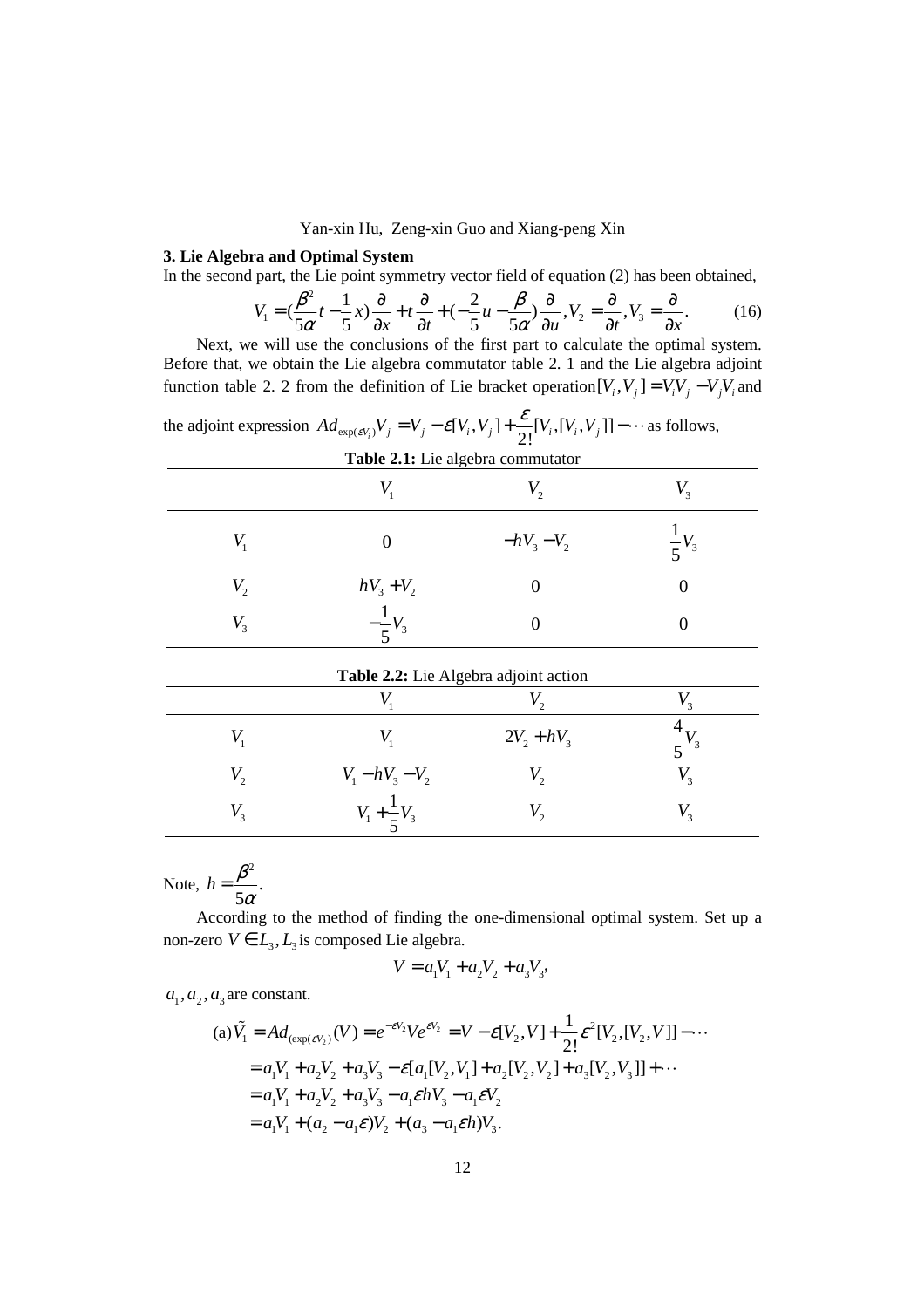## 3. Lie Algebra and Optimal System

In the second part, the Lie point symmetry vector field of equation (2) has been obtained,

$$V_1 = \left(\frac{\beta^2}{5\alpha}t - \frac{1}{5}x\right)\frac{\partial}{\partial x} + t\frac{\partial}{\partial t} + \left(-\frac{2}{5}u - \frac{\beta}{5\alpha}\right)\frac{\partial}{\partial u}, V_2 = \frac{\partial}{\partial t}, V_3 = \frac{\partial}{\partial x}. \tag{16}$$

Next, we will use the conclusions of the first part to calculate the optimal system. Before that, we obtain the Lie algebra commutator table 2. 1 and the Lie algebra adjoint function table 2. 2 from the definition of Lie bracket operation $[V_i, V_j] = V_i V_j - V_j V_i$ and the adjoint expression $Ad_{\exp(\varepsilon V_i)} V_j = V_j - \varepsilon[V_i, V_j] + \frac{\varepsilon}{2!}[V_i,[V_i,V_j]] - \cdots$ as follows,

**Table 2.1:** Lie algebra commutator

| | $V_1$ | $V_2$ | $V_3$ |
|---|---|---|---|
| $V_1$ | $0$ | $-hV_3 - V_2$ | $\frac{1}{5}V_3$ |
| $V_2$ | $hV_3 + V_2$ | $0$ | $0$ |
| $V_3$ | $-\frac{1}{5}V_3$ | $0$ | $0$ |

**Table 2.2:** Lie Algebra adjoint action

| | $V_1$ | $V_2$ | $V_3$ |
|---|---|---|---|
| $V_1$ | $V_1$ | $2V_2 + hV_3$ | $\frac{4}{5}V_3$ |
| $V_2$ | $V_1 - hV_3 - V_2$ | $V_2$ | $V_3$ |
| $V_3$ | $V_1 + \frac{1}{5}V_3$ | $V_2$ | $V_3$ |

Note, $h = \frac{\beta^2}{5\alpha}$.

According to the method of finding the one-dimensional optimal system. Set up a non-zero $V \in L_3$, $L_3$ is composed Lie algebra.

$$V = a_1 V_1 + a_2 V_2 + a_3 V_3,$$

$a_1, a_2, a_3$ are constant.

$$\begin{aligned}
(\text{a})\tilde{V}_1 &= Ad_{(\exp(\varepsilon V_2))}(V) = e^{-\varepsilon V_2} V e^{\varepsilon V_2} = V - \varepsilon[V_2, V] + \frac{1}{2!}\varepsilon^2[V_2,[V_2,V]] - \cdots \\
&= a_1V_1 + a_2V_2 + a_3V_3 - \varepsilon[a_1[V_2,V_1] + a_2[V_2,V_2] + a_3[V_2,V_3]] + \cdots \\
&= a_1V_1 + a_2V_2 + a_3V_3 - a_1\varepsilon hV_3 - a_1\varepsilon V_2 \\
&= a_1V_1 + (a_2 - a_1\varepsilon)V_2 + (a_3 - a_1\varepsilon h)V_3.
\end{aligned}$$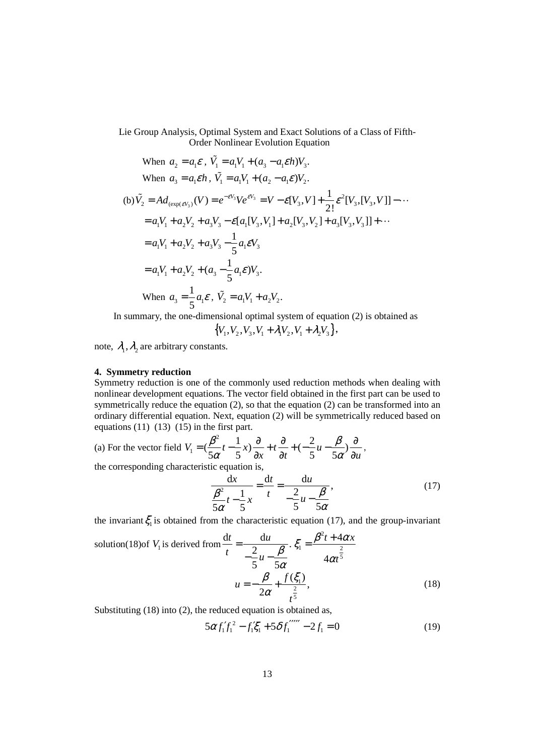When $a_2 = a_1\varepsilon$, $\tilde{V}_1 = a_1V_1 + (a_3 - a_1\varepsilon h)V_3$.

When $a_3 = a_1\varepsilon h$, $\tilde{V}_1 = a_1V_1 + (a_2 - a_1\varepsilon)V_2$.

$$
\begin{aligned}
\text{(b)}\tilde{V}_2 &= Ad_{(\exp(\varepsilon V_3))}(V) = e^{-\varepsilon V_3}Ve^{\varepsilon V_3} = V - \varepsilon[V_3, V] + \frac{1}{2!}\varepsilon^2[V_3,[V_3,V]] - \cdots \\
&= a_1V_1 + a_2V_2 + a_3V_3 - \varepsilon[a_1[V_3,V_1] + a_2[V_3,V_2] + a_3[V_3,V_3]] + \cdots \\
&= a_1V_1 + a_2V_2 + a_3V_3 - \frac{1}{5}a_1\varepsilon V_3 \\
&= a_1V_1 + a_2V_2 + (a_3 - \frac{1}{5}a_1\varepsilon)V_3.
\end{aligned}
$$

When $a_3 = \frac{1}{5}a_1\varepsilon$, $\tilde{V}_2 = a_1V_1 + a_2V_2$.

In summary, the one-dimensional optimal system of equation (2) is obtained as

$$\{V_1, V_2, V_3, V_1 + \lambda_1V_2, V_1 + \lambda_2V_3\},$$

note, $\lambda_1, \lambda_2$ are arbitrary constants.

## 4. Symmetry reduction

Symmetry reduction is one of the commonly used reduction methods when dealing with nonlinear development equations. The vector field obtained in the first part can be used to symmetrically reduce the equation (2), so that the equation (2) can be transformed into an ordinary differential equation. Next, equation (2) will be symmetrically reduced based on equations (11) (13) (15) in the first part.

(a) For the vector field $V_1 = (\frac{\beta^2}{5\alpha}t - \frac{1}{5}x)\frac{\partial}{\partial x} + t\frac{\partial}{\partial t} + (-\frac{2}{5}u - \frac{\beta}{5\alpha})\frac{\partial}{\partial u}$,

the corresponding characteristic equation is,

$$\frac{\mathrm{d}x}{\frac{\beta^2}{5\alpha}t - \frac{1}{5}x} = \frac{\mathrm{d}t}{t} = \frac{\mathrm{d}u}{-\frac{2}{5}u - \frac{\beta}{5\alpha}}, \tag{17}$$

the invariant $\xi_1$ is obtained from the characteristic equation (17), and the group-invariant solution(18)of $V_1$ is derived from $\frac{\mathrm{d}t}{t} = \frac{\mathrm{d}u}{-\frac{2}{5}u - \frac{\beta}{5\alpha}}$. $\xi_1 = \frac{\beta^2 t + 4\alpha x}{4\alpha t^{\frac{2}{5}}}$

$$u = -\frac{\beta}{2\alpha} + \frac{f(\xi_1)}{t^{\frac{2}{5}}}, \tag{18}$$

Substituting (18) into (2), the reduced equation is obtained as,

$$5\alpha f_1' f_1^2 - f_1'\xi_1 + 5\delta f_1''''' - 2f_1 = 0 \tag{19}$$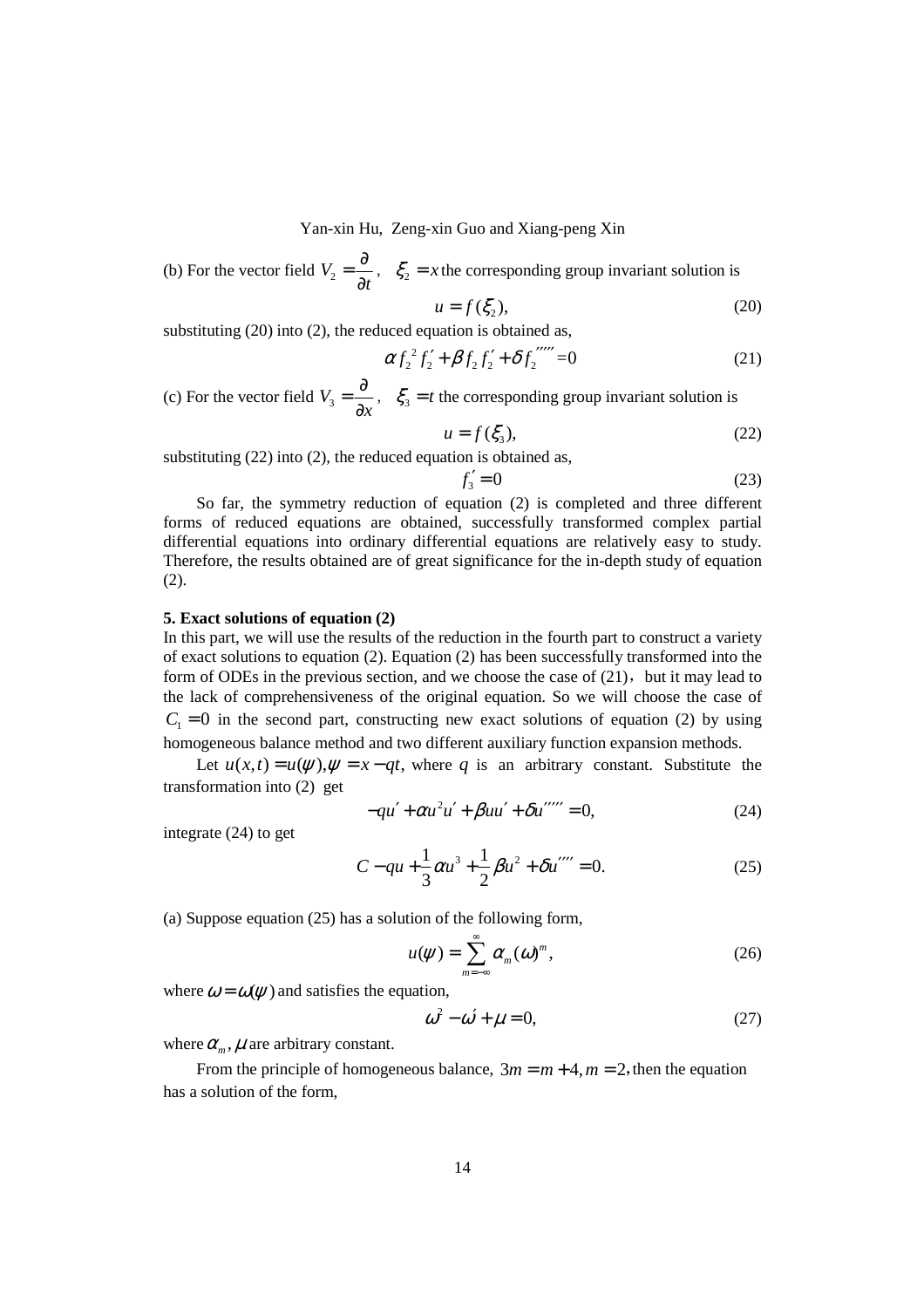(b) For the vector field $V_2 = \frac{\partial}{\partial t}$, $\xi_2 = x$ the corresponding group invariant solution is

$$u = f(\xi_2), \tag{20}$$

substituting (20) into (2), the reduced equation is obtained as,

$$\alpha f_2^{\,2} f_2' + \beta f_2 f_2' + \delta f_2''''' = 0 \tag{21}$$

(c) For the vector field $V_3 = \frac{\partial}{\partial x}$, $\xi_3 = t$ the corresponding group invariant solution is

$$u = f(\xi_3), \tag{22}$$

substituting (22) into (2), the reduced equation is obtained as,

$$f_3' = 0 \tag{23}$$

So far, the symmetry reduction of equation (2) is completed and three different forms of reduced equations are obtained, successfully transformed complex partial differential equations into ordinary differential equations are relatively easy to study. Therefore, the results obtained are of great significance for the in-depth study of equation (2).

**5. Exact solutions of equation (2)**

In this part, we will use the results of the reduction in the fourth part to construct a variety of exact solutions to equation (2). Equation (2) has been successfully transformed into the form of ODEs in the previous section, and we choose the case of (21)，but it may lead to the lack of comprehensiveness of the original equation. So we will choose the case of $C_1 = 0$ in the second part, constructing new exact solutions of equation (2) by using homogeneous balance method and two different auxiliary function expansion methods.

Let $u(x,t) = u(\psi), \psi = x - qt$, where $q$ is an arbitrary constant. Substitute the transformation into (2) get

$$-qu' + \alpha u^2 u' + \beta uu' + \delta u''''' = 0, \tag{24}$$

integrate (24) to get

$$C - qu + \frac{1}{3}\alpha u^3 + \frac{1}{2}\beta u^2 + \delta u'''' = 0. \tag{25}$$

(a) Suppose equation (25) has a solution of the following form,

$$u(\psi) = \sum_{m=-\infty}^{\infty} \alpha_m (\omega)^m, \tag{26}$$

where $\omega = \omega(\psi)$ and satisfies the equation,

$$\omega^2 - \omega' + \mu = 0, \tag{27}$$

where $\alpha_m, \mu$ are arbitrary constant.

From the principle of homogeneous balance, $3m = m + 4, m = 2$, then the equation has a solution of the form,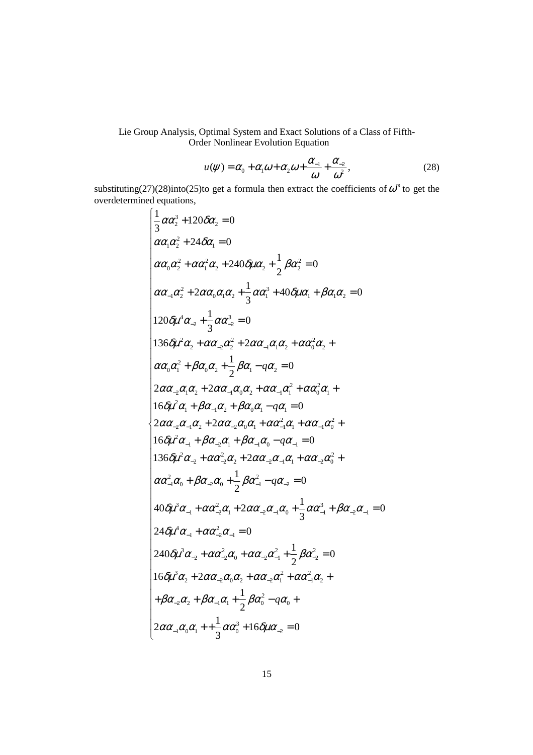$$u(\psi) = \alpha_0 + \alpha_1\omega + \alpha_2\omega + \frac{\alpha_{-1}}{\omega} + \frac{\alpha_{-2}}{\omega^2}, \tag{28}$$

substituting(27)(28)into(25)to get a formula then extract the coefficients of $\omega^m$ to get the overdetermined equations,

$$\begin{cases}
\frac{1}{3}\alpha\alpha_2^3 + 120\delta\alpha_2 = 0 \\
\alpha\alpha_1\alpha_2^2 + 24\delta\alpha_1 = 0 \\
\alpha\alpha_0\alpha_2^2 + \alpha\alpha_1^2\alpha_2 + 240\delta\mu\alpha_2 + \frac{1}{2}\beta\alpha_2^2 = 0 \\
\alpha\alpha_{-1}\alpha_2^2 + 2\alpha\alpha_0\alpha_1\alpha_2 + \frac{1}{3}\alpha\alpha_1^3 + 40\delta\mu\alpha_1 + \beta\alpha_1\alpha_2 = 0 \\
120\delta\mu^4\alpha_{-2} + \frac{1}{3}\alpha\alpha_{-2}^3 = 0 \\
136\delta\mu^2\alpha_2 + \alpha\alpha_{-2}\alpha_2^2 + 2\alpha\alpha_{-1}\alpha_1\alpha_2 + \alpha\alpha_0^2\alpha_2 + \\
\alpha\alpha_0\alpha_1^2 + \beta\alpha_0\alpha_2 + \frac{1}{2}\beta\alpha_1 - q\alpha_2 = 0 \\
2\alpha\alpha_{-2}\alpha_1\alpha_2 + 2\alpha\alpha_{-1}\alpha_0\alpha_2 + \alpha\alpha_{-1}\alpha_1^2 + \alpha\alpha_0^2\alpha_1 + \\
16\delta\mu^2\alpha_1 + \beta\alpha_{-1}\alpha_2 + \beta\alpha_0\alpha_1 - q\alpha_1 = 0 \\
2\alpha\alpha_{-2}\alpha_{-1}\alpha_2 + 2\alpha\alpha_{-2}\alpha_0\alpha_1 + \alpha\alpha_{-1}^2\alpha_1 + \alpha\alpha_{-1}\alpha_0^2 + \\
16\delta\mu^2\alpha_{-1} + \beta\alpha_{-2}\alpha_1 + \beta\alpha_{-1}\alpha_0 - q\alpha_{-1} = 0 \\
136\delta\mu^2\alpha_{-2} + \alpha\alpha_{-2}^2\alpha_2 + 2\alpha\alpha_{-2}\alpha_{-1}\alpha_1 + \alpha\alpha_{-2}\alpha_0^2 + \\
\alpha\alpha_{-1}^2\alpha_0 + \beta\alpha_{-2}\alpha_0 + \frac{1}{2}\beta\alpha_{-1}^2 - q\alpha_{-2} = 0 \\
40\delta\mu^3\alpha_{-1} + \alpha\alpha_{-2}^2\alpha_1 + 2\alpha\alpha_{-2}\alpha_{-1}\alpha_0 + \frac{1}{3}\alpha\alpha_{-1}^3 + \beta\alpha_{-2}\alpha_{-1} = 0 \\
24\delta\mu^4\alpha_{-1} + \alpha\alpha_{-2}^2\alpha_{-1} = 0 \\
240\delta\mu^3\alpha_{-2} + \alpha\alpha_{-2}^2\alpha_0 + \alpha\alpha_{-2}\alpha_{-1}^2 + \frac{1}{2}\beta\alpha_{-2}^2 = 0 \\
16\delta\mu^3\alpha_2 + 2\alpha\alpha_{-2}\alpha_0\alpha_2 + \alpha\alpha_{-2}\alpha_1^2 + \alpha\alpha_{-1}^2\alpha_2 + \\
+\beta\alpha_{-2}\alpha_2 + \beta\alpha_{-1}\alpha_1 + \frac{1}{2}\beta\alpha_0^2 - q\alpha_0 + \\
2\alpha\alpha_{-1}\alpha_0\alpha_1 + +\frac{1}{3}\alpha\alpha_0^3 + 16\delta\mu\alpha_{-2} = 0
\end{cases}$$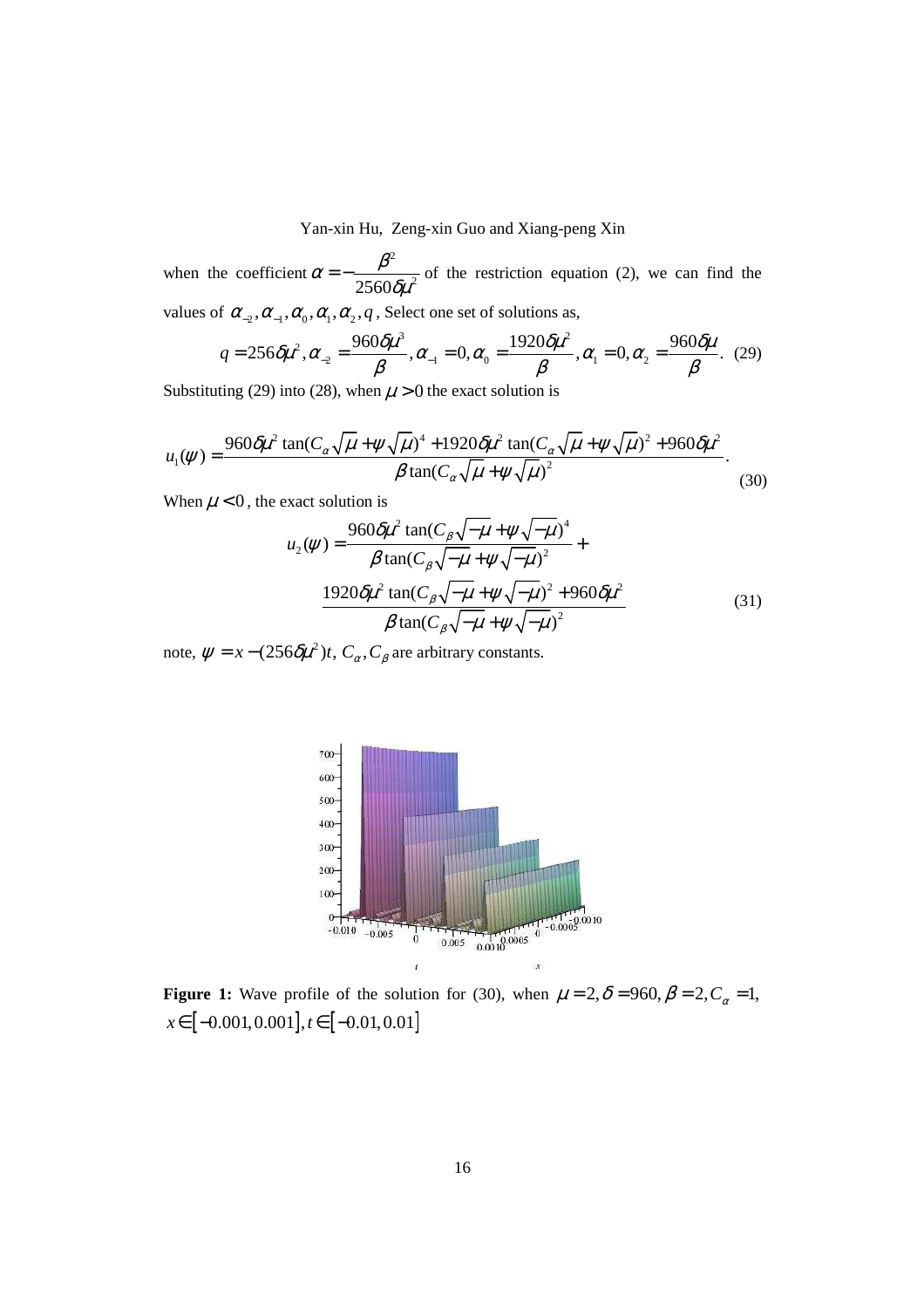when the coefficient $\alpha = -\dfrac{\beta^2}{2560\delta\mu^2}$ of the restriction equation (2), we can find the values of $\alpha_{-2}, \alpha_{-1}, \alpha_0, \alpha_1, \alpha_2, q$ , Select one set of solutions as,

$$q = 256\delta\mu^2, \alpha_{-2} = \frac{960\delta\mu^3}{\beta}, \alpha_{-1} = 0, \alpha_0 = \frac{1920\delta\mu^2}{\beta}, \alpha_1 = 0, \alpha_2 = \frac{960\delta\mu}{\beta}. \quad (29)$$

Substituting (29) into (28), when $\mu > 0$ the exact solution is

$$u_1(\psi) = \frac{960\delta\mu^2 \tan(C_\alpha\sqrt{\mu} + \psi\sqrt{\mu})^4 + 1920\delta\mu^2 \tan(C_\alpha\sqrt{\mu} + \psi\sqrt{\mu})^2 + 960\delta\mu^2}{\beta \tan(C_\alpha\sqrt{\mu} + \psi\sqrt{\mu})^2}. \quad (30)$$

When $\mu < 0$ , the exact solution is

$$u_2(\psi) = \frac{960\delta\mu^2 \tan(C_\beta\sqrt{-\mu} + \psi\sqrt{-\mu})^4}{\beta \tan(C_\beta\sqrt{-\mu} + \psi\sqrt{-\mu})^2} + \frac{1920\delta\mu^2 \tan(C_\beta\sqrt{-\mu} + \psi\sqrt{-\mu})^2 + 960\delta\mu^2}{\beta \tan(C_\beta\sqrt{-\mu} + \psi\sqrt{-\mu})^2} \quad (31)$$

note, $\psi = x - (256\delta\mu^2)t$, $C_\alpha, C_\beta$ are arbitrary constants.

**Figure 1:** Wave profile of the solution for (30), when $\mu = 2, \delta = 960, \beta = 2, C_\alpha = 1,$ $x \in [-0.001, 0.001], t \in [-0.01, 0.01]$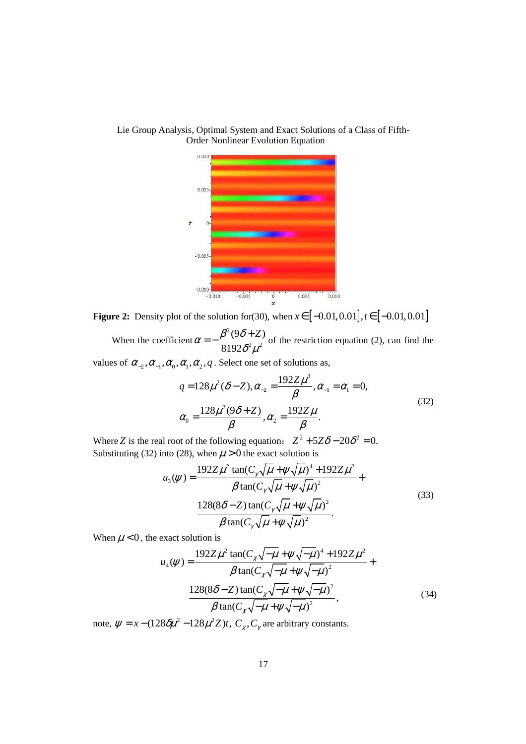**Figure 2:** Density plot of the solution for(30), when $x \in [-0.01, 0.01], t \in [-0.01, 0.01]$

When the coefficient $\alpha = -\frac{\beta^2(9\delta + Z)}{8192\delta^2\mu^2}$ of the restriction equation (2), can find the values of $\alpha_{-2}, \alpha_{-1}, \alpha_0, \alpha_1, \alpha_2, q$. Select one set of solutions as,

$$
\begin{aligned}
q &= 128\mu^2(\delta - Z), \alpha_{-2} = \frac{192Z\mu^3}{\beta}, \alpha_{-1} = \alpha_1 = 0, \\
\alpha_0 &= \frac{128\mu^2(9\delta + Z)}{\beta}, \alpha_2 = \frac{192Z\mu}{\beta}.
\end{aligned}
\tag{32}
$$

Where $Z$ is the real root of the following equation: $Z^2 + 5Z\delta - 20\delta^2 = 0$.
Substituting (32) into (28), when $\mu > 0$ the exact solution is

$$
\begin{aligned}
u_3(\psi) = &\frac{192Z\mu^2 \tan(C_\gamma\sqrt{\mu} + \psi\sqrt{\mu})^4 + 192Z\mu^2}{\beta \tan(C_\gamma\sqrt{\mu} + \psi\sqrt{\mu})^2} + \\
&\frac{128(8\delta - Z)\tan(C_\gamma\sqrt{\mu} + \psi\sqrt{\mu})^2}{\beta \tan(C_\gamma\sqrt{\mu} + \psi\sqrt{\mu})^2}.
\end{aligned}
\tag{33}
$$

When $\mu < 0$, the exact solution is

$$
\begin{aligned}
u_4(\psi) = &\frac{192Z\mu^2 \tan(C_\chi\sqrt{-\mu} + \psi\sqrt{-\mu})^4 + 192Z\mu^2}{\beta \tan(C_\chi\sqrt{-\mu} + \psi\sqrt{-\mu})^2} + \\
&\frac{128(8\delta - Z)\tan(C_\chi\sqrt{-\mu} + \psi\sqrt{-\mu})^2}{\beta \tan(C_\chi\sqrt{-\mu} + \psi\sqrt{-\mu})^2},
\end{aligned}
\tag{34}
$$

note, $\psi = x - (128\delta\mu^2 - 128\mu^2 Z)t$, $C_\chi, C_\gamma$ are arbitrary constants.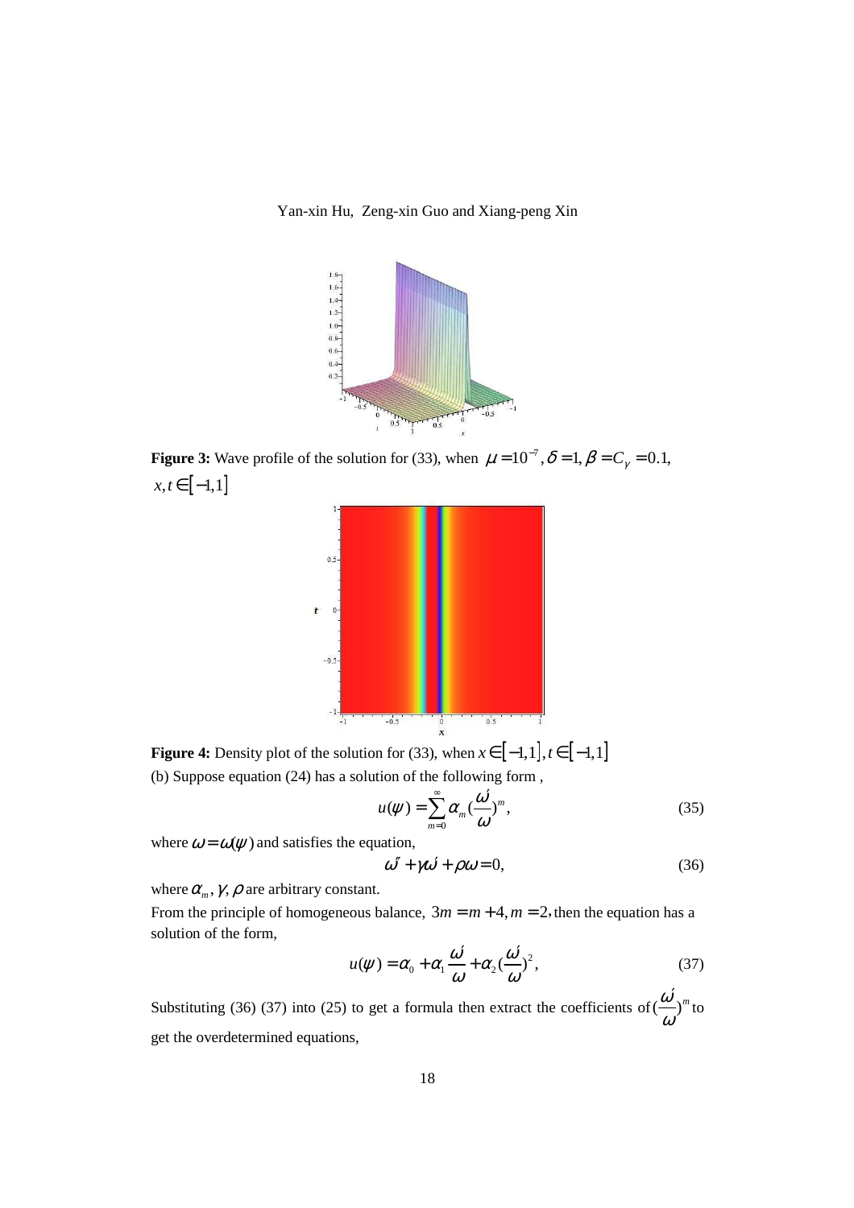**Figure 3:** Wave profile of the solution for (33), when $\mu = 10^{-7}, \delta = 1, \beta = C_\gamma = 0.1,$ $x, t \in [-1,1]$

**Figure 4:** Density plot of the solution for (33), when $x \in [-1,1], t \in [-1,1]$

(b) Suppose equation (24) has a solution of the following form ,

$$u(\psi) = \sum_{m=0}^{\infty} \alpha_m (\frac{\omega'}{\omega})^m, \tag{35}$$

where $\omega = \omega(\psi)$ and satisfies the equation,

$$\omega'' + \gamma\omega' + \rho\omega = 0, \tag{36}$$

where $\alpha_m, \gamma, \rho$ are arbitrary constant.

From the principle of homogeneous balance, $3m = m + 4, m = 2$, then the equation has a solution of the form,

$$u(\psi) = \alpha_0 + \alpha_1 \frac{\omega'}{\omega} + \alpha_2 (\frac{\omega'}{\omega})^2, \tag{37}$$

Substituting (36) (37) into (25) to get a formula then extract the coefficients of $(\frac{\omega'}{\omega})^m$ to get the overdetermined equations,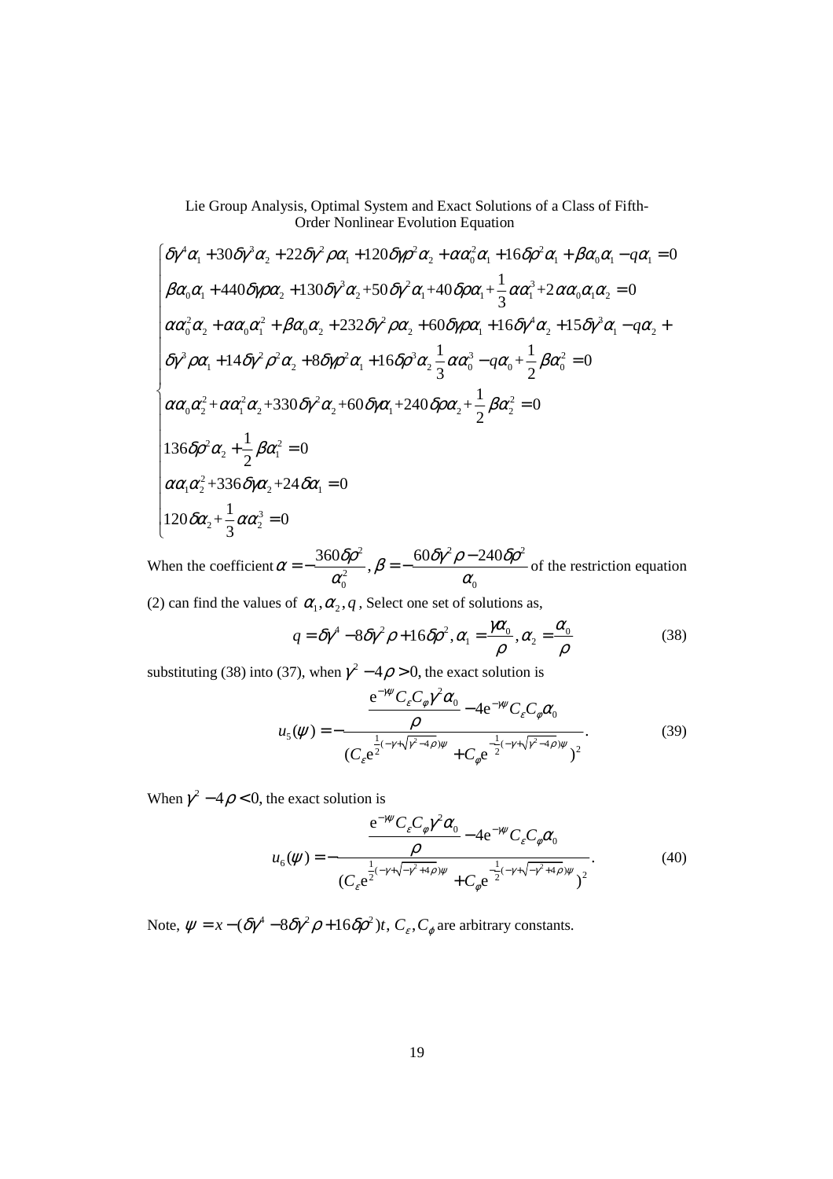$$
\begin{cases}
\delta\gamma^4\alpha_1 + 30\delta\gamma^3\alpha_2 + 22\delta\gamma^2\rho\alpha_1 + 120\delta\gamma\rho^2\alpha_2 + \alpha\alpha_0^2\alpha_1 + 16\delta\rho^2\alpha_1 + \beta\alpha_0\alpha_1 - q\alpha_1 = 0 \\
\beta\alpha_0\alpha_1 + 440\delta\gamma\rho\alpha_2 + 130\delta\gamma^3\alpha_2 + 50\delta\gamma^2\alpha_1 + 40\delta\rho\alpha_1 + \dfrac{1}{3}\alpha\alpha_1^3 + 2\alpha\alpha_0\alpha_1\alpha_2 = 0 \\
\alpha\alpha_0^2\alpha_2 + \alpha\alpha_0\alpha_1^2 + \beta\alpha_0\alpha_2 + 232\delta\gamma^2\rho\alpha_2 + 60\delta\gamma\rho\alpha_1 + 16\delta\gamma^4\alpha_2 + 15\delta\gamma^3\alpha_1 - q\alpha_2 + \\
\delta\gamma^3\rho\alpha_1 + 14\delta\gamma^2\rho^2\alpha_2 + 8\delta\gamma\rho^2\alpha_1 + 16\delta\rho^3\alpha_2\dfrac{1}{3}\alpha\alpha_0^3 - q\alpha_0 + \dfrac{1}{2}\beta\alpha_0^2 = 0 \\
\alpha\alpha_0\alpha_2^2 + \alpha\alpha_1^2\alpha_2 + 330\delta\gamma^2\alpha_2 + 60\delta\gamma\alpha_1 + 240\delta\rho\alpha_2 + \dfrac{1}{2}\beta\alpha_2^2 = 0 \\
136\delta\rho^2\alpha_2 + \dfrac{1}{2}\beta\alpha_1^2 = 0 \\
\alpha\alpha_1\alpha_2^2 + 336\delta\gamma\alpha_2 + 24\delta\alpha_1 = 0 \\
120\delta\alpha_2 + \dfrac{1}{3}\alpha\alpha_2^3 = 0
\end{cases}
$$

When the coefficient $\alpha = -\dfrac{360\delta\rho^2}{\alpha_0^2}$, $\beta = -\dfrac{60\delta\gamma^2\rho - 240\delta\rho^2}{\alpha_0}$ of the restriction equation (2) can find the values of $\alpha_1, \alpha_2, q$, Select one set of solutions as,

$$
q = \delta\gamma^4 - 8\delta\gamma^2\rho + 16\delta\rho^2, \alpha_1 = \frac{\gamma\alpha_0}{\rho}, \alpha_2 = \frac{\alpha_0}{\rho} \tag{38}
$$

substituting (38) into (37), when $\gamma^2 - 4\rho > 0$, the exact solution is

$$
u_5(\psi) = -\frac{\dfrac{e^{-\gamma\psi}C_\varepsilon C_\varphi\gamma^2\alpha_0}{\rho} - 4e^{-\gamma\psi}C_\varepsilon C_\varphi\alpha_0}{(C_\varepsilon e^{\frac{1}{2}(-\gamma+\sqrt{\gamma^2-4\rho})\psi} + C_\varphi e^{-\frac{1}{2}(-\gamma+\sqrt{\gamma^2-4\rho})\psi})^2}. \tag{39}
$$

When $\gamma^2 - 4\rho < 0$, the exact solution is

$$
u_6(\psi) = -\frac{\dfrac{e^{-\gamma\psi}C_\varepsilon C_\varphi\gamma^2\alpha_0}{\rho} - 4e^{-\gamma\psi}C_\varepsilon C_\varphi\alpha_0}{(C_\varepsilon e^{\frac{1}{2}(-\gamma+\sqrt{-\gamma^2+4\rho})\psi} + C_\varphi e^{-\frac{1}{2}(-\gamma+\sqrt{-\gamma^2+4\rho})\psi})^2}. \tag{40}
$$

Note, $\psi = x - (\delta\gamma^4 - 8\delta\gamma^2\rho + 16\delta\rho^2)t$, $C_\varepsilon, C_\varphi$ are arbitrary constants.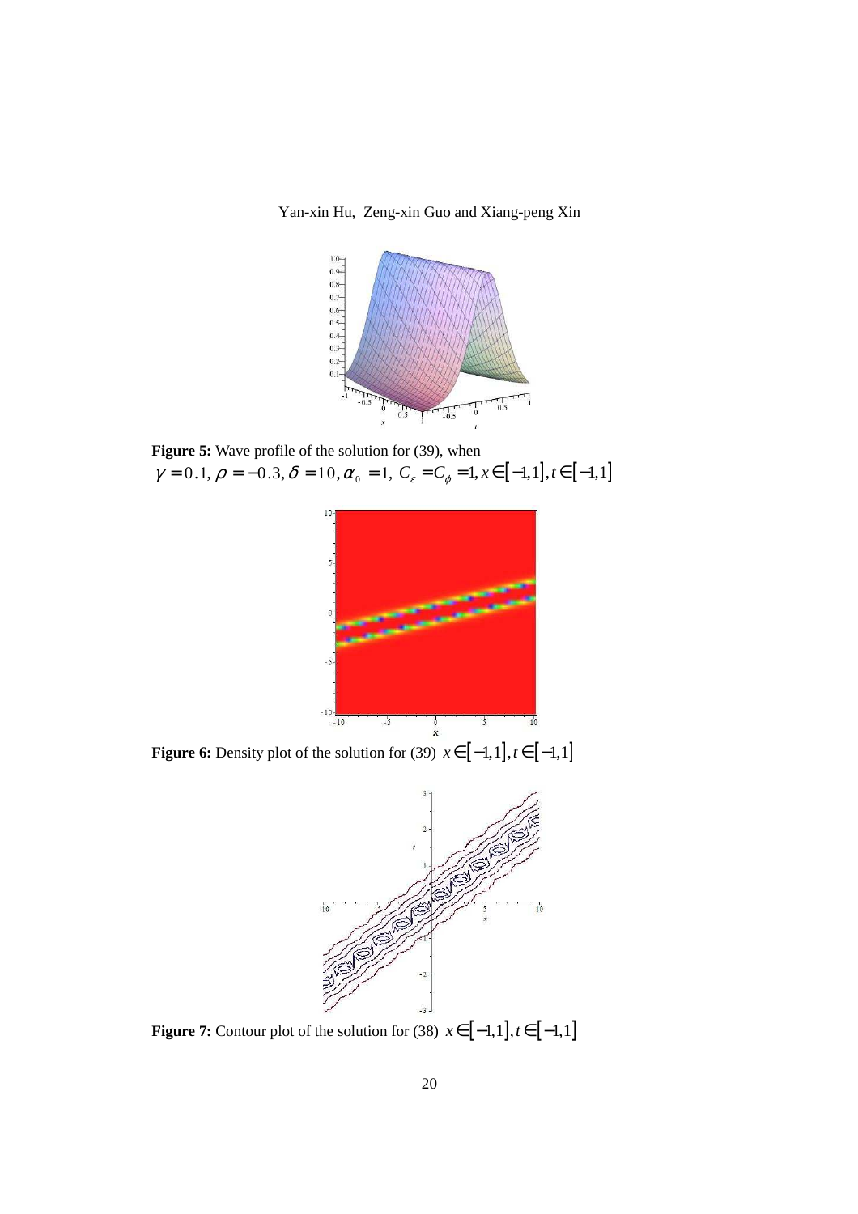**Figure 5:** Wave profile of the solution for (39), when $\gamma = 0.1, \rho = -0.3, \delta = 10, \alpha_0 = 1,\ C_\varepsilon = C_\phi = 1, x \in [-1,1], t \in [-1,1]$

**Figure 6:** Density plot of the solution for (39) $x \in [-1,1], t \in [-1,1]$

**Figure 7:** Contour plot of the solution for (38) $x \in [-1,1], t \in [-1,1]$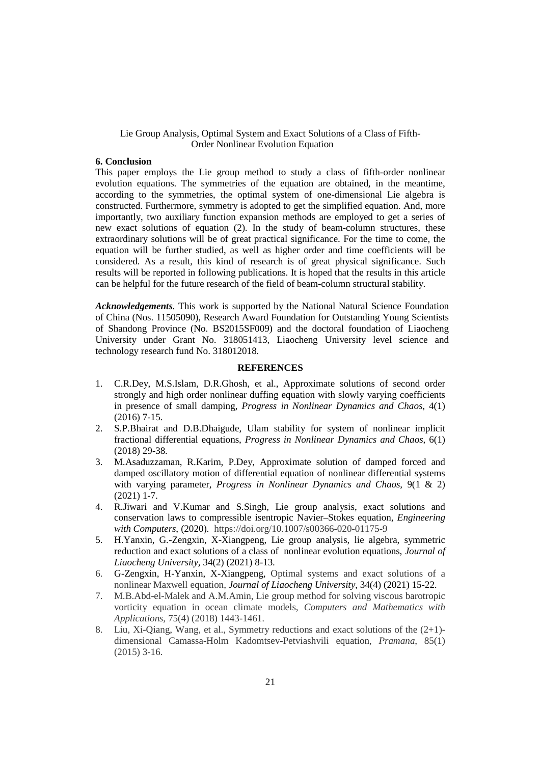## 6. Conclusion

This paper employs the Lie group method to study a class of fifth-order nonlinear evolution equations. The symmetries of the equation are obtained, in the meantime, according to the symmetries, the optimal system of one-dimensional Lie algebra is constructed. Furthermore, symmetry is adopted to get the simplified equation. And, more importantly, two auxiliary function expansion methods are employed to get a series of new exact solutions of equation (2). In the study of beam-column structures, these extraordinary solutions will be of great practical significance. For the time to come, the equation will be further studied, as well as higher order and time coefficients will be considered. As a result, this kind of research is of great physical significance. Such results will be reported in following publications. It is hoped that the results in this article can be helpful for the future research of the field of beam-column structural stability.

***Acknowledgements.*** This work is supported by the National Natural Science Foundation of China (Nos. 11505090), Research Award Foundation for Outstanding Young Scientists of Shandong Province (No. BS2015SF009) and the doctoral foundation of Liaocheng University under Grant No. 318051413, Liaocheng University level science and technology research fund No. 318012018.

## REFERENCES

1. C.R.Dey, M.S.Islam, D.R.Ghosh, et al., Approximate solutions of second order strongly and high order nonlinear duffing equation with slowly varying coefficients in presence of small damping, *Progress in Nonlinear Dynamics and Chaos*, 4(1) (2016) 7-15.
2. S.P.Bhairat and D.B.Dhaigude, Ulam stability for system of nonlinear implicit fractional differential equations, *Progress in Nonlinear Dynamics and Chaos*, 6(1) (2018) 29-38.
3. M.Asaduzzaman, R.Karim, P.Dey, Approximate solution of damped forced and damped oscillatory motion of differential equation of nonlinear differential systems with varying parameter, *Progress in Nonlinear Dynamics and Chaos*, 9(1 & 2) (2021) 1-7.
4. R.Jiwari and V.Kumar and S.Singh, Lie group analysis, exact solutions and conservation laws to compressible isentropic Navier–Stokes equation, *Engineering with Computers*, (2020). https://doi.org/10.1007/s00366-020-01175-9
5. H.Yanxin, G.-Zengxin, X-Xiangpeng, Lie group analysis, lie algebra, symmetric reduction and exact solutions of a class of nonlinear evolution equations, *Journal of Liaocheng University*, 34(2) (2021) 8-13.
6. G-Zengxin, H-Yanxin, X-Xiangpeng, Optimal systems and exact solutions of a nonlinear Maxwell equation, *Journal of Liaocheng University*, 34(4) (2021) 15-22.
7. M.B.Abd-el-Malek and A.M.Amin, Lie group method for solving viscous barotropic vorticity equation in ocean climate models, *Computers and Mathematics with Applications*, 75(4) (2018) 1443-1461.
8. Liu, Xi-Qiang, Wang, et al., Symmetry reductions and exact solutions of the (2+1)-dimensional Camassa-Holm Kadomtsev-Petviashvili equation, *Pramana*, 85(1) (2015) 3-16.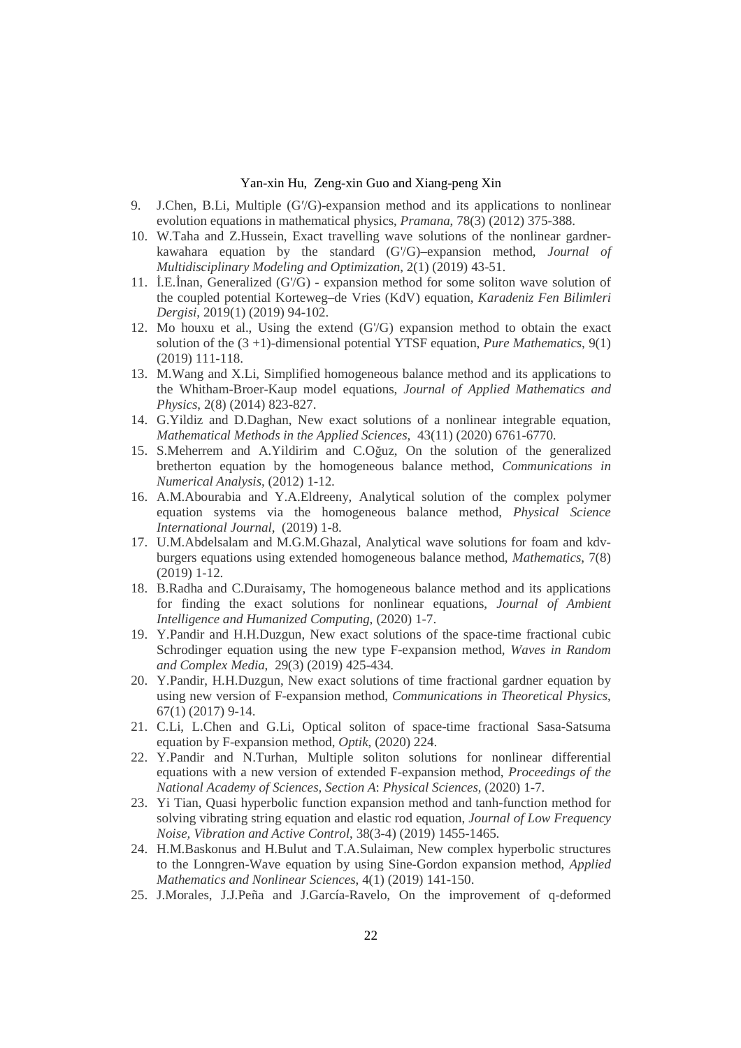9. J.Chen, B.Li, Multiple (G′/G)-expansion method and its applications to nonlinear evolution equations in mathematical physics, *Pramana*, 78(3) (2012) 375-388.
10. W.Taha and Z.Hussein, Exact travelling wave solutions of the nonlinear gardner-kawahara equation by the standard (G'/G)–expansion method, *Journal of Multidisciplinary Modeling and Optimization*, 2(1) (2019) 43-51.
11. İ.E.İnan, Generalized (G'/G) - expansion method for some soliton wave solution of the coupled potential Korteweg–de Vries (KdV) equation, *Karadeniz Fen Bilimleri Dergisi*, 2019(1) (2019) 94-102.
12. Mo houxu et al., Using the extend (G'/G) expansion method to obtain the exact solution of the (3 +1)-dimensional potential YTSF equation, *Pure Mathematics*, 9(1) (2019) 111-118.
13. M.Wang and X.Li, Simplified homogeneous balance method and its applications to the Whitham-Broer-Kaup model equations, *Journal of Applied Mathematics and Physics*, 2(8) (2014) 823-827.
14. G.Yildiz and D.Daghan, New exact solutions of a nonlinear integrable equation, *Mathematical Methods in the Applied Sciences*, 43(11) (2020) 6761-6770.
15. S.Meherrem and A.Yildirim and C.Oğuz, On the solution of the generalized bretherton equation by the homogeneous balance method, *Communications in Numerical Analysis*, (2012) 1-12.
16. A.M.Abourabia and Y.A.Eldreeny, Analytical solution of the complex polymer equation systems via the homogeneous balance method, *Physical Science International Journal*, (2019) 1-8.
17. U.M.Abdelsalam and M.G.M.Ghazal, Analytical wave solutions for foam and kdv-burgers equations using extended homogeneous balance method, *Mathematics*, 7(8) (2019) 1-12.
18. B.Radha and C.Duraisamy, The homogeneous balance method and its applications for finding the exact solutions for nonlinear equations, *Journal of Ambient Intelligence and Humanized Computing*, (2020) 1-7.
19. Y.Pandir and H.H.Duzgun, New exact solutions of the space-time fractional cubic Schrodinger equation using the new type F-expansion method, *Waves in Random and Complex Media*, 29(3) (2019) 425-434.
20. Y.Pandir, H.H.Duzgun, New exact solutions of time fractional gardner equation by using new version of F-expansion method, *Communications in Theoretical Physics*, 67(1) (2017) 9-14.
21. C.Li, L.Chen and G.Li, Optical soliton of space-time fractional Sasa-Satsuma equation by F-expansion method, *Optik*, (2020) 224.
22. Y.Pandir and N.Turhan, Multiple soliton solutions for nonlinear differential equations with a new version of extended F-expansion method, *Proceedings of the National Academy of Sciences, Section A*: *Physical Sciences*, (2020) 1-7.
23. Yi Tian, Quasi hyperbolic function expansion method and tanh-function method for solving vibrating string equation and elastic rod equation, *Journal of Low Frequency Noise, Vibration and Active Control*, 38(3-4) (2019) 1455-1465.
24. H.M.Baskonus and H.Bulut and T.A.Sulaiman, New complex hyperbolic structures to the Lonngren-Wave equation by using Sine-Gordon expansion method, *Applied Mathematics and Nonlinear Sciences*, 4(1) (2019) 141-150.
25. J.Morales, J.J.Peña and J.García-Ravelo, On the improvement of q-deformed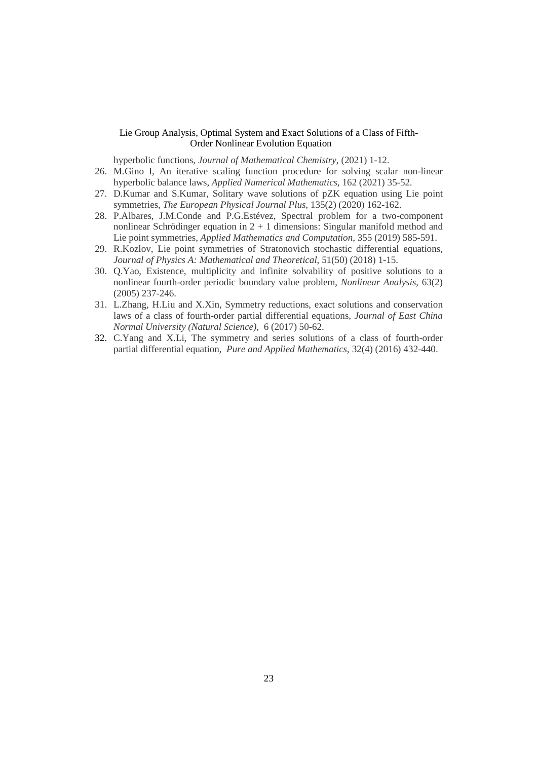hyperbolic functions, *Journal of Mathematical Chemistry*, (2021) 1-12.

26. M.Gino I, An iterative scaling function procedure for solving scalar non-linear hyperbolic balance laws, *Applied Numerical Mathematics*, 162 (2021) 35-52.
27. D.Kumar and S.Kumar, Solitary wave solutions of pZK equation using Lie point symmetries, *The European Physical Journal Plus*, 135(2) (2020) 162-162.
28. P.Albares, J.M.Conde and P.G.Estévez, Spectral problem for a two-component nonlinear Schrödinger equation in 2 + 1 dimensions: Singular manifold method and Lie point symmetries, *Applied Mathematics and Computation*, 355 (2019) 585-591.
29. R.Kozlov, Lie point symmetries of Stratonovich stochastic differential equations, *Journal of Physics A: Mathematical and Theoretical*, 51(50) (2018) 1-15.
30. Q.Yao, Existence, multiplicity and infinite solvability of positive solutions to a nonlinear fourth-order periodic boundary value problem, *Nonlinear Analysis*, 63(2) (2005) 237-246.
31. L.Zhang, H.Liu and X.Xin, Symmetry reductions, exact solutions and conservation laws of a class of fourth-order partial differential equations, *Journal of East China Normal University (Natural Science)*, 6 (2017) 50-62.
32. C.Yang and X.Li, The symmetry and series solutions of a class of fourth-order partial differential equation, *Pure and Applied Mathematics*, 32(4) (2016) 432-440.